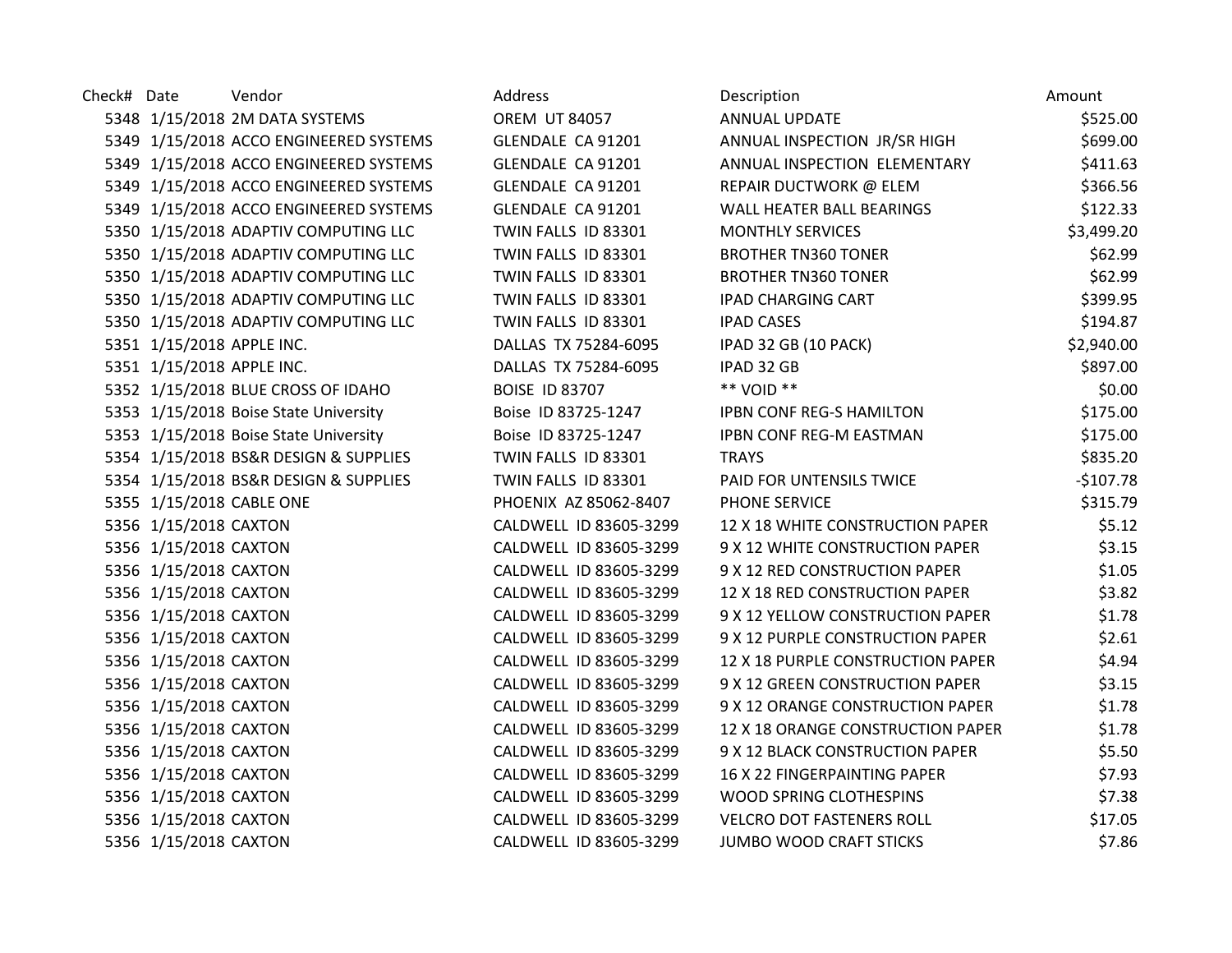| Check# | Date | Vendor | Address | Description | Amount |
|---|---|---|---|---|---|
| 5348 | 1/15/2018 | 2M DATA SYSTEMS | OREM UT 84057 | ANNUAL UPDATE | $525.00 |
| 5349 | 1/15/2018 | ACCO ENGINEERED SYSTEMS | GLENDALE CA 91201 | ANNUAL INSPECTION JR/SR HIGH | $699.00 |
| 5349 | 1/15/2018 | ACCO ENGINEERED SYSTEMS | GLENDALE CA 91201 | ANNUAL INSPECTION ELEMENTARY | $411.63 |
| 5349 | 1/15/2018 | ACCO ENGINEERED SYSTEMS | GLENDALE CA 91201 | REPAIR DUCTWORK @ ELEM | $366.56 |
| 5349 | 1/15/2018 | ACCO ENGINEERED SYSTEMS | GLENDALE CA 91201 | WALL HEATER BALL BEARINGS | $122.33 |
| 5350 | 1/15/2018 | ADAPTIV COMPUTING LLC | TWIN FALLS ID 83301 | MONTHLY SERVICES | $3,499.20 |
| 5350 | 1/15/2018 | ADAPTIV COMPUTING LLC | TWIN FALLS ID 83301 | BROTHER TN360 TONER | $62.99 |
| 5350 | 1/15/2018 | ADAPTIV COMPUTING LLC | TWIN FALLS ID 83301 | BROTHER TN360 TONER | $62.99 |
| 5350 | 1/15/2018 | ADAPTIV COMPUTING LLC | TWIN FALLS ID 83301 | IPAD CHARGING CART | $399.95 |
| 5350 | 1/15/2018 | ADAPTIV COMPUTING LLC | TWIN FALLS ID 83301 | IPAD CASES | $194.87 |
| 5351 | 1/15/2018 | APPLE INC. | DALLAS TX 75284-6095 | IPAD 32 GB (10 PACK) | $2,940.00 |
| 5351 | 1/15/2018 | APPLE INC. | DALLAS TX 75284-6095 | IPAD 32 GB | $897.00 |
| 5352 | 1/15/2018 | BLUE CROSS OF IDAHO | BOISE ID 83707 | ** VOID ** | $0.00 |
| 5353 | 1/15/2018 | Boise State University | Boise ID 83725-1247 | IPBN CONF REG-S HAMILTON | $175.00 |
| 5353 | 1/15/2018 | Boise State University | Boise ID 83725-1247 | IPBN CONF REG-M EASTMAN | $175.00 |
| 5354 | 1/15/2018 | BS&R DESIGN & SUPPLIES | TWIN FALLS ID 83301 | TRAYS | $835.20 |
| 5354 | 1/15/2018 | BS&R DESIGN & SUPPLIES | TWIN FALLS ID 83301 | PAID FOR UNTENSILS TWICE | -$107.78 |
| 5355 | 1/15/2018 | CABLE ONE | PHOENIX AZ 85062-8407 | PHONE SERVICE | $315.79 |
| 5356 | 1/15/2018 | CAXTON | CALDWELL ID 83605-3299 | 12 X 18 WHITE CONSTRUCTION PAPER | $5.12 |
| 5356 | 1/15/2018 | CAXTON | CALDWELL ID 83605-3299 | 9 X 12 WHITE CONSTRUCTION PAPER | $3.15 |
| 5356 | 1/15/2018 | CAXTON | CALDWELL ID 83605-3299 | 9 X 12 RED CONSTRUCTION PAPER | $1.05 |
| 5356 | 1/15/2018 | CAXTON | CALDWELL ID 83605-3299 | 12 X 18 RED CONSTRUCTION PAPER | $3.82 |
| 5356 | 1/15/2018 | CAXTON | CALDWELL ID 83605-3299 | 9 X 12 YELLOW CONSTRUCTION PAPER | $1.78 |
| 5356 | 1/15/2018 | CAXTON | CALDWELL ID 83605-3299 | 9 X 12 PURPLE CONSTRUCTION PAPER | $2.61 |
| 5356 | 1/15/2018 | CAXTON | CALDWELL ID 83605-3299 | 12 X 18 PURPLE CONSTRUCTION PAPER | $4.94 |
| 5356 | 1/15/2018 | CAXTON | CALDWELL ID 83605-3299 | 9 X 12 GREEN CONSTRUCTION PAPER | $3.15 |
| 5356 | 1/15/2018 | CAXTON | CALDWELL ID 83605-3299 | 9 X 12 ORANGE CONSTRUCTION PAPER | $1.78 |
| 5356 | 1/15/2018 | CAXTON | CALDWELL ID 83605-3299 | 12 X 18 ORANGE CONSTRUCTION PAPER | $1.78 |
| 5356 | 1/15/2018 | CAXTON | CALDWELL ID 83605-3299 | 9 X 12 BLACK CONSTRUCTION PAPER | $5.50 |
| 5356 | 1/15/2018 | CAXTON | CALDWELL ID 83605-3299 | 16 X 22 FINGERPAINTING PAPER | $7.93 |
| 5356 | 1/15/2018 | CAXTON | CALDWELL ID 83605-3299 | WOOD SPRING CLOTHESPINS | $7.38 |
| 5356 | 1/15/2018 | CAXTON | CALDWELL ID 83605-3299 | VELCRO DOT FASTENERS ROLL | $17.05 |
| 5356 | 1/15/2018 | CAXTON | CALDWELL ID 83605-3299 | JUMBO WOOD CRAFT STICKS | $7.86 |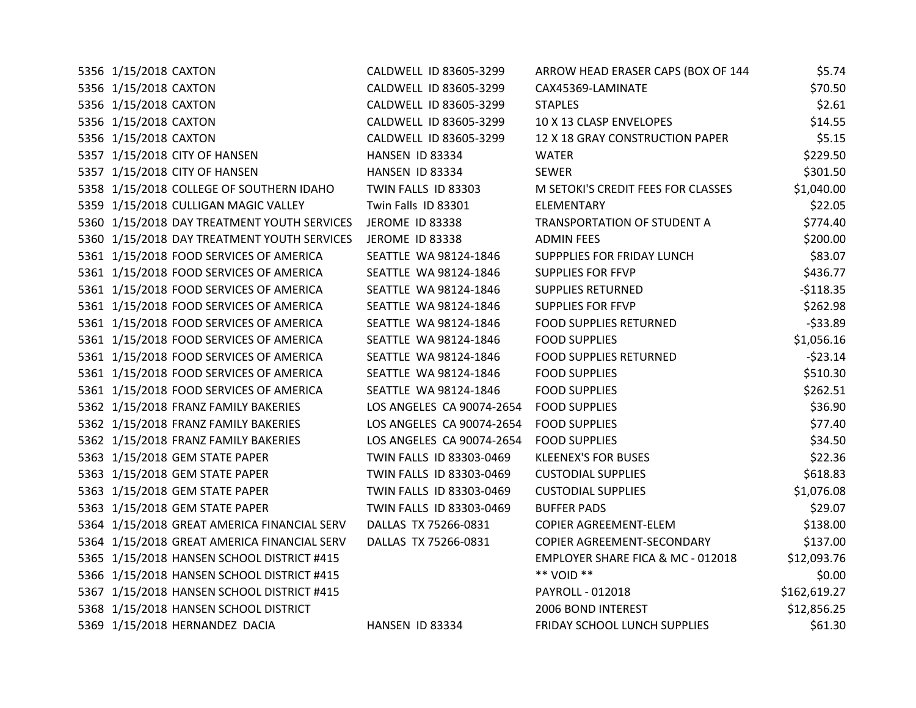| | | | | | |
|---|---|---|---|---|---|
| 5356 | 1/15/2018 | CAXTON | CALDWELL ID 83605-3299 | ARROW HEAD ERASER CAPS (BOX OF 144 | $5.74 |
| 5356 | 1/15/2018 | CAXTON | CALDWELL ID 83605-3299 | CAX45369-LAMINATE | $70.50 |
| 5356 | 1/15/2018 | CAXTON | CALDWELL ID 83605-3299 | STAPLES | $2.61 |
| 5356 | 1/15/2018 | CAXTON | CALDWELL ID 83605-3299 | 10 X 13 CLASP ENVELOPES | $14.55 |
| 5356 | 1/15/2018 | CAXTON | CALDWELL ID 83605-3299 | 12 X 18 GRAY CONSTRUCTION PAPER | $5.15 |
| 5357 | 1/15/2018 | CITY OF HANSEN | HANSEN ID 83334 | WATER | $229.50 |
| 5357 | 1/15/2018 | CITY OF HANSEN | HANSEN ID 83334 | SEWER | $301.50 |
| 5358 | 1/15/2018 | COLLEGE OF SOUTHERN IDAHO | TWIN FALLS ID 83303 | M SETOKI'S CREDIT FEES FOR CLASSES | $1,040.00 |
| 5359 | 1/15/2018 | CULLIGAN MAGIC VALLEY | Twin Falls ID 83301 | ELEMENTARY | $22.05 |
| 5360 | 1/15/2018 | DAY TREATMENT YOUTH SERVICES | JEROME ID 83338 | TRANSPORTATION OF STUDENT A | $774.40 |
| 5360 | 1/15/2018 | DAY TREATMENT YOUTH SERVICES | JEROME ID 83338 | ADMIN FEES | $200.00 |
| 5361 | 1/15/2018 | FOOD SERVICES OF AMERICA | SEATTLE WA 98124-1846 | SUPPPLIES FOR FRIDAY LUNCH | $83.07 |
| 5361 | 1/15/2018 | FOOD SERVICES OF AMERICA | SEATTLE WA 98124-1846 | SUPPLIES FOR FFVP | $436.77 |
| 5361 | 1/15/2018 | FOOD SERVICES OF AMERICA | SEATTLE WA 98124-1846 | SUPPLIES RETURNED | -$118.35 |
| 5361 | 1/15/2018 | FOOD SERVICES OF AMERICA | SEATTLE WA 98124-1846 | SUPPLIES FOR FFVP | $262.98 |
| 5361 | 1/15/2018 | FOOD SERVICES OF AMERICA | SEATTLE WA 98124-1846 | FOOD SUPPLIES RETURNED | -$33.89 |
| 5361 | 1/15/2018 | FOOD SERVICES OF AMERICA | SEATTLE WA 98124-1846 | FOOD SUPPLIES | $1,056.16 |
| 5361 | 1/15/2018 | FOOD SERVICES OF AMERICA | SEATTLE WA 98124-1846 | FOOD SUPPLIES RETURNED | -$23.14 |
| 5361 | 1/15/2018 | FOOD SERVICES OF AMERICA | SEATTLE WA 98124-1846 | FOOD SUPPLIES | $510.30 |
| 5361 | 1/15/2018 | FOOD SERVICES OF AMERICA | SEATTLE WA 98124-1846 | FOOD SUPPLIES | $262.51 |
| 5362 | 1/15/2018 | FRANZ FAMILY BAKERIES | LOS ANGELES CA 90074-2654 | FOOD SUPPLIES | $36.90 |
| 5362 | 1/15/2018 | FRANZ FAMILY BAKERIES | LOS ANGELES CA 90074-2654 | FOOD SUPPLIES | $77.40 |
| 5362 | 1/15/2018 | FRANZ FAMILY BAKERIES | LOS ANGELES CA 90074-2654 | FOOD SUPPLIES | $34.50 |
| 5363 | 1/15/2018 | GEM STATE PAPER | TWIN FALLS ID 83303-0469 | KLEENEX'S FOR BUSES | $22.36 |
| 5363 | 1/15/2018 | GEM STATE PAPER | TWIN FALLS ID 83303-0469 | CUSTODIAL SUPPLIES | $618.83 |
| 5363 | 1/15/2018 | GEM STATE PAPER | TWIN FALLS ID 83303-0469 | CUSTODIAL SUPPLIES | $1,076.08 |
| 5363 | 1/15/2018 | GEM STATE PAPER | TWIN FALLS ID 83303-0469 | BUFFER PADS | $29.07 |
| 5364 | 1/15/2018 | GREAT AMERICA FINANCIAL SERV | DALLAS TX 75266-0831 | COPIER AGREEMENT-ELEM | $138.00 |
| 5364 | 1/15/2018 | GREAT AMERICA FINANCIAL SERV | DALLAS TX 75266-0831 | COPIER AGREEMENT-SECONDARY | $137.00 |
| 5365 | 1/15/2018 | HANSEN SCHOOL DISTRICT #415 | | EMPLOYER SHARE FICA & MC - 012018 | $12,093.76 |
| 5366 | 1/15/2018 | HANSEN SCHOOL DISTRICT #415 | | ** VOID ** | $0.00 |
| 5367 | 1/15/2018 | HANSEN SCHOOL DISTRICT #415 | | PAYROLL - 012018 | $162,619.27 |
| 5368 | 1/15/2018 | HANSEN SCHOOL DISTRICT | | 2006 BOND INTEREST | $12,856.25 |
| 5369 | 1/15/2018 | HERNANDEZ DACIA | HANSEN ID 83334 | FRIDAY SCHOOL LUNCH SUPPLIES | $61.30 |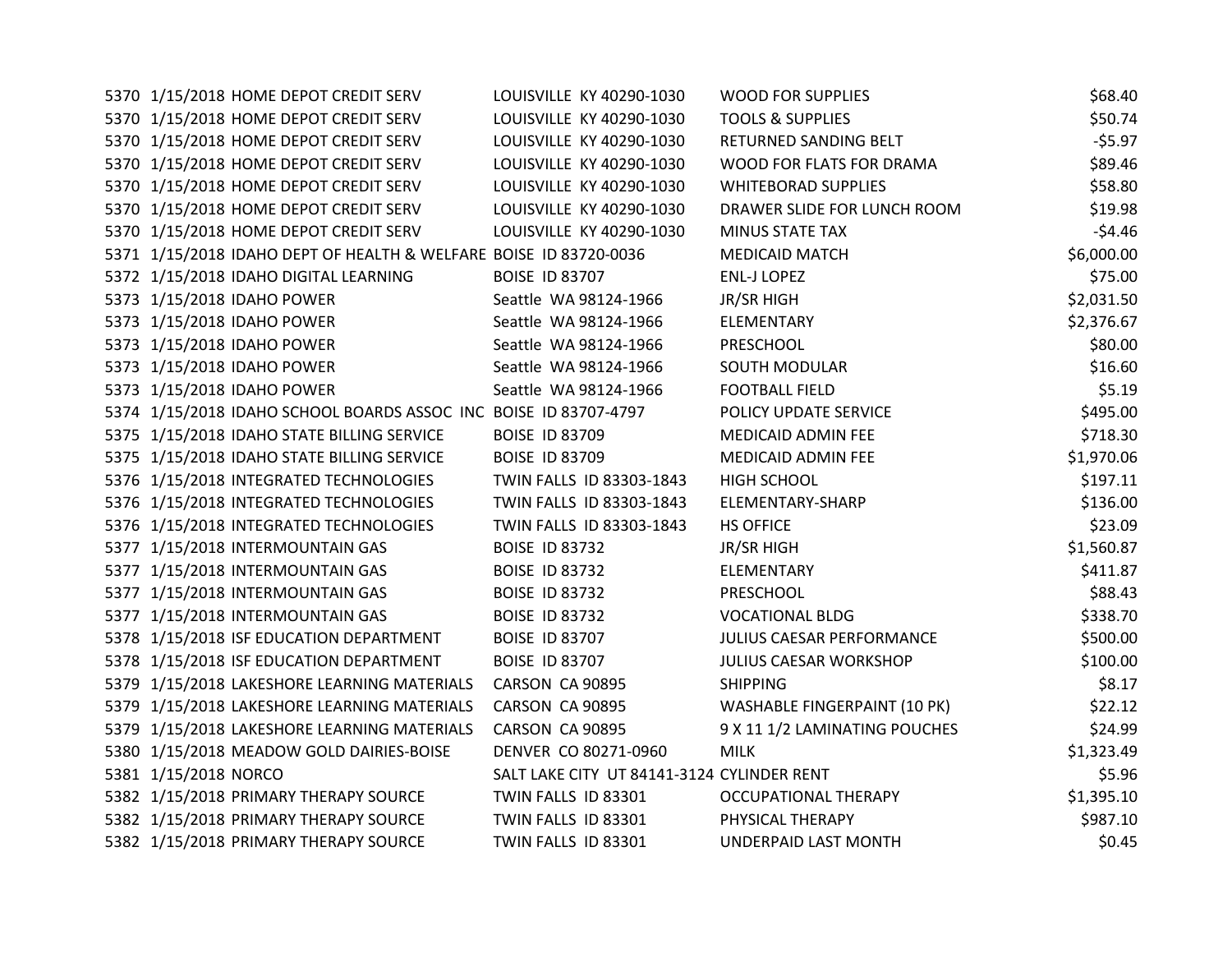| | | | | | |
|---|---|---|---|---|---|
| 5370 | 1/15/2018 | HOME DEPOT CREDIT SERV | LOUISVILLE KY 40290-1030 | WOOD FOR SUPPLIES | $68.40 |
| 5370 | 1/15/2018 | HOME DEPOT CREDIT SERV | LOUISVILLE KY 40290-1030 | TOOLS & SUPPLIES | $50.74 |
| 5370 | 1/15/2018 | HOME DEPOT CREDIT SERV | LOUISVILLE KY 40290-1030 | RETURNED SANDING BELT | -$5.97 |
| 5370 | 1/15/2018 | HOME DEPOT CREDIT SERV | LOUISVILLE KY 40290-1030 | WOOD FOR FLATS FOR DRAMA | $89.46 |
| 5370 | 1/15/2018 | HOME DEPOT CREDIT SERV | LOUISVILLE KY 40290-1030 | WHITEBORAD SUPPLIES | $58.80 |
| 5370 | 1/15/2018 | HOME DEPOT CREDIT SERV | LOUISVILLE KY 40290-1030 | DRAWER SLIDE FOR LUNCH ROOM | $19.98 |
| 5370 | 1/15/2018 | HOME DEPOT CREDIT SERV | LOUISVILLE KY 40290-1030 | MINUS STATE TAX | -$4.46 |
| 5371 | 1/15/2018 | IDAHO DEPT OF HEALTH & WELFARE | BOISE ID 83720-0036 | MEDICAID MATCH | $6,000.00 |
| 5372 | 1/15/2018 | IDAHO DIGITAL LEARNING | BOISE ID 83707 | ENL-J LOPEZ | $75.00 |
| 5373 | 1/15/2018 | IDAHO POWER | Seattle WA 98124-1966 | JR/SR HIGH | $2,031.50 |
| 5373 | 1/15/2018 | IDAHO POWER | Seattle WA 98124-1966 | ELEMENTARY | $2,376.67 |
| 5373 | 1/15/2018 | IDAHO POWER | Seattle WA 98124-1966 | PRESCHOOL | $80.00 |
| 5373 | 1/15/2018 | IDAHO POWER | Seattle WA 98124-1966 | SOUTH MODULAR | $16.60 |
| 5373 | 1/15/2018 | IDAHO POWER | Seattle WA 98124-1966 | FOOTBALL FIELD | $5.19 |
| 5374 | 1/15/2018 | IDAHO SCHOOL BOARDS ASSOC INC | BOISE ID 83707-4797 | POLICY UPDATE SERVICE | $495.00 |
| 5375 | 1/15/2018 | IDAHO STATE BILLING SERVICE | BOISE ID 83709 | MEDICAID ADMIN FEE | $718.30 |
| 5375 | 1/15/2018 | IDAHO STATE BILLING SERVICE | BOISE ID 83709 | MEDICAID ADMIN FEE | $1,970.06 |
| 5376 | 1/15/2018 | INTEGRATED TECHNOLOGIES | TWIN FALLS ID 83303-1843 | HIGH SCHOOL | $197.11 |
| 5376 | 1/15/2018 | INTEGRATED TECHNOLOGIES | TWIN FALLS ID 83303-1843 | ELEMENTARY-SHARP | $136.00 |
| 5376 | 1/15/2018 | INTEGRATED TECHNOLOGIES | TWIN FALLS ID 83303-1843 | HS OFFICE | $23.09 |
| 5377 | 1/15/2018 | INTERMOUNTAIN GAS | BOISE ID 83732 | JR/SR HIGH | $1,560.87 |
| 5377 | 1/15/2018 | INTERMOUNTAIN GAS | BOISE ID 83732 | ELEMENTARY | $411.87 |
| 5377 | 1/15/2018 | INTERMOUNTAIN GAS | BOISE ID 83732 | PRESCHOOL | $88.43 |
| 5377 | 1/15/2018 | INTERMOUNTAIN GAS | BOISE ID 83732 | VOCATIONAL BLDG | $338.70 |
| 5378 | 1/15/2018 | ISF EDUCATION DEPARTMENT | BOISE ID 83707 | JULIUS CAESAR PERFORMANCE | $500.00 |
| 5378 | 1/15/2018 | ISF EDUCATION DEPARTMENT | BOISE ID 83707 | JULIUS CAESAR WORKSHOP | $100.00 |
| 5379 | 1/15/2018 | LAKESHORE LEARNING MATERIALS | CARSON CA 90895 | SHIPPING | $8.17 |
| 5379 | 1/15/2018 | LAKESHORE LEARNING MATERIALS | CARSON CA 90895 | WASHABLE FINGERPAINT (10 PK) | $22.12 |
| 5379 | 1/15/2018 | LAKESHORE LEARNING MATERIALS | CARSON CA 90895 | 9 X 11 1/2 LAMINATING POUCHES | $24.99 |
| 5380 | 1/15/2018 | MEADOW GOLD DAIRIES-BOISE | DENVER CO 80271-0960 | MILK | $1,323.49 |
| 5381 | 1/15/2018 | NORCO | SALT LAKE CITY UT 84141-3124 | CYLINDER RENT | $5.96 |
| 5382 | 1/15/2018 | PRIMARY THERAPY SOURCE | TWIN FALLS ID 83301 | OCCUPATIONAL THERAPY | $1,395.10 |
| 5382 | 1/15/2018 | PRIMARY THERAPY SOURCE | TWIN FALLS ID 83301 | PHYSICAL THERAPY | $987.10 |
| 5382 | 1/15/2018 | PRIMARY THERAPY SOURCE | TWIN FALLS ID 83301 | UNDERPAID LAST MONTH | $0.45 |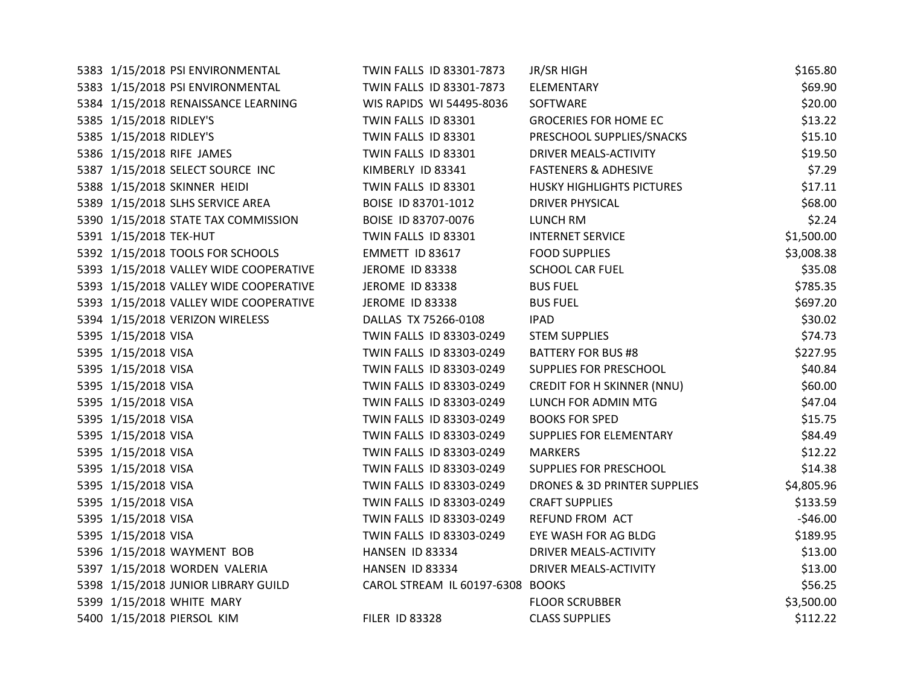| | | | | | |
|---|---|---|---|---|---|
| 5383 | 1/15/2018 | PSI ENVIRONMENTAL | TWIN FALLS ID 83301-7873 | JR/SR HIGH | $165.80 |
| 5383 | 1/15/2018 | PSI ENVIRONMENTAL | TWIN FALLS ID 83301-7873 | ELEMENTARY | $69.90 |
| 5384 | 1/15/2018 | RENAISSANCE LEARNING | WIS RAPIDS WI 54495-8036 | SOFTWARE | $20.00 |
| 5385 | 1/15/2018 | RIDLEY'S | TWIN FALLS ID 83301 | GROCERIES FOR HOME EC | $13.22 |
| 5385 | 1/15/2018 | RIDLEY'S | TWIN FALLS ID 83301 | PRESCHOOL SUPPLIES/SNACKS | $15.10 |
| 5386 | 1/15/2018 | RIFE JAMES | TWIN FALLS ID 83301 | DRIVER MEALS-ACTIVITY | $19.50 |
| 5387 | 1/15/2018 | SELECT SOURCE INC | KIMBERLY ID 83341 | FASTENERS & ADHESIVE | $7.29 |
| 5388 | 1/15/2018 | SKINNER HEIDI | TWIN FALLS ID 83301 | HUSKY HIGHLIGHTS PICTURES | $17.11 |
| 5389 | 1/15/2018 | SLHS SERVICE AREA | BOISE ID 83701-1012 | DRIVER PHYSICAL | $68.00 |
| 5390 | 1/15/2018 | STATE TAX COMMISSION | BOISE ID 83707-0076 | LUNCH RM | $2.24 |
| 5391 | 1/15/2018 | TEK-HUT | TWIN FALLS ID 83301 | INTERNET SERVICE | $1,500.00 |
| 5392 | 1/15/2018 | TOOLS FOR SCHOOLS | EMMETT ID 83617 | FOOD SUPPLIES | $3,008.38 |
| 5393 | 1/15/2018 | VALLEY WIDE COOPERATIVE | JEROME ID 83338 | SCHOOL CAR FUEL | $35.08 |
| 5393 | 1/15/2018 | VALLEY WIDE COOPERATIVE | JEROME ID 83338 | BUS FUEL | $785.35 |
| 5393 | 1/15/2018 | VALLEY WIDE COOPERATIVE | JEROME ID 83338 | BUS FUEL | $697.20 |
| 5394 | 1/15/2018 | VERIZON WIRELESS | DALLAS TX 75266-0108 | IPAD | $30.02 |
| 5395 | 1/15/2018 | VISA | TWIN FALLS ID 83303-0249 | STEM SUPPLIES | $74.73 |
| 5395 | 1/15/2018 | VISA | TWIN FALLS ID 83303-0249 | BATTERY FOR BUS #8 | $227.95 |
| 5395 | 1/15/2018 | VISA | TWIN FALLS ID 83303-0249 | SUPPLIES FOR PRESCHOOL | $40.84 |
| 5395 | 1/15/2018 | VISA | TWIN FALLS ID 83303-0249 | CREDIT FOR H SKINNER (NNU) | $60.00 |
| 5395 | 1/15/2018 | VISA | TWIN FALLS ID 83303-0249 | LUNCH FOR ADMIN MTG | $47.04 |
| 5395 | 1/15/2018 | VISA | TWIN FALLS ID 83303-0249 | BOOKS FOR SPED | $15.75 |
| 5395 | 1/15/2018 | VISA | TWIN FALLS ID 83303-0249 | SUPPLIES FOR ELEMENTARY | $84.49 |
| 5395 | 1/15/2018 | VISA | TWIN FALLS ID 83303-0249 | MARKERS | $12.22 |
| 5395 | 1/15/2018 | VISA | TWIN FALLS ID 83303-0249 | SUPPLIES FOR PRESCHOOL | $14.38 |
| 5395 | 1/15/2018 | VISA | TWIN FALLS ID 83303-0249 | DRONES & 3D PRINTER SUPPLIES | $4,805.96 |
| 5395 | 1/15/2018 | VISA | TWIN FALLS ID 83303-0249 | CRAFT SUPPLIES | $133.59 |
| 5395 | 1/15/2018 | VISA | TWIN FALLS ID 83303-0249 | REFUND FROM ACT | -$46.00 |
| 5395 | 1/15/2018 | VISA | TWIN FALLS ID 83303-0249 | EYE WASH FOR AG BLDG | $189.95 |
| 5396 | 1/15/2018 | WAYMENT BOB | HANSEN ID 83334 | DRIVER MEALS-ACTIVITY | $13.00 |
| 5397 | 1/15/2018 | WORDEN VALERIA | HANSEN ID 83334 | DRIVER MEALS-ACTIVITY | $13.00 |
| 5398 | 1/15/2018 | JUNIOR LIBRARY GUILD | CAROL STREAM IL 60197-6308 | BOOKS | $56.25 |
| 5399 | 1/15/2018 | WHITE MARY | | FLOOR SCRUBBER | $3,500.00 |
| 5400 | 1/15/2018 | PIERSOL KIM | FILER ID 83328 | CLASS SUPPLIES | $112.22 |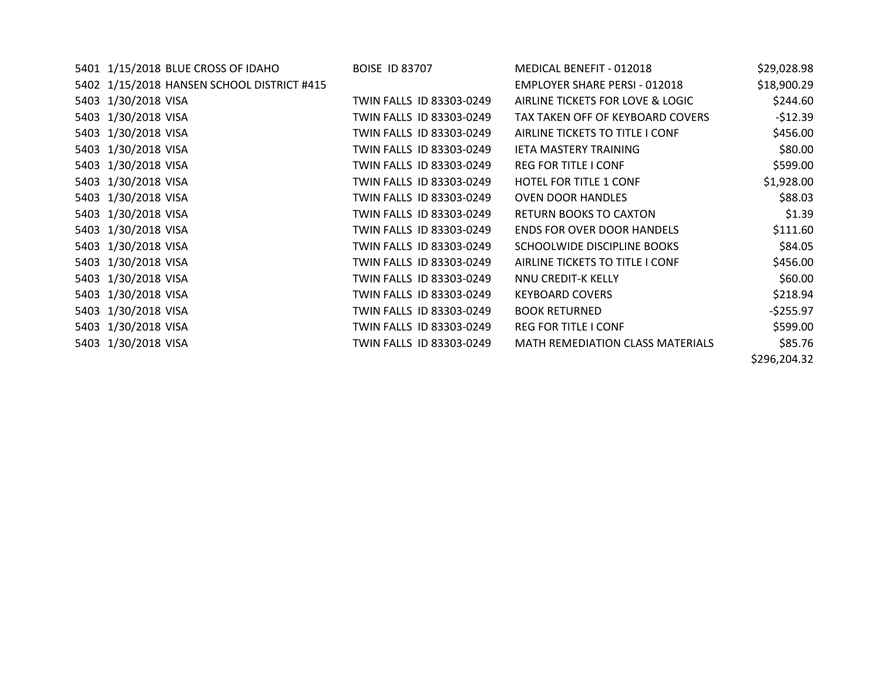| | | | | | |
|---|---|---|---|---|---|
| 5401 | 1/15/2018 | BLUE CROSS OF IDAHO | BOISE ID 83707 | MEDICAL BENEFIT - 012018 | $29,028.98 |
| 5402 | 1/15/2018 | HANSEN SCHOOL DISTRICT #415 | | EMPLOYER SHARE PERSI - 012018 | $18,900.29 |
| 5403 | 1/30/2018 | VISA | TWIN FALLS ID 83303-0249 | AIRLINE TICKETS FOR LOVE & LOGIC | $244.60 |
| 5403 | 1/30/2018 | VISA | TWIN FALLS ID 83303-0249 | TAX TAKEN OFF OF KEYBOARD COVERS | -$12.39 |
| 5403 | 1/30/2018 | VISA | TWIN FALLS ID 83303-0249 | AIRLINE TICKETS TO TITLE I CONF | $456.00 |
| 5403 | 1/30/2018 | VISA | TWIN FALLS ID 83303-0249 | IETA MASTERY TRAINING | $80.00 |
| 5403 | 1/30/2018 | VISA | TWIN FALLS ID 83303-0249 | REG FOR TITLE I CONF | $599.00 |
| 5403 | 1/30/2018 | VISA | TWIN FALLS ID 83303-0249 | HOTEL FOR TITLE 1 CONF | $1,928.00 |
| 5403 | 1/30/2018 | VISA | TWIN FALLS ID 83303-0249 | OVEN DOOR HANDLES | $88.03 |
| 5403 | 1/30/2018 | VISA | TWIN FALLS ID 83303-0249 | RETURN BOOKS TO CAXTON | $1.39 |
| 5403 | 1/30/2018 | VISA | TWIN FALLS ID 83303-0249 | ENDS FOR OVER DOOR HANDELS | $111.60 |
| 5403 | 1/30/2018 | VISA | TWIN FALLS ID 83303-0249 | SCHOOLWIDE DISCIPLINE BOOKS | $84.05 |
| 5403 | 1/30/2018 | VISA | TWIN FALLS ID 83303-0249 | AIRLINE TICKETS TO TITLE I CONF | $456.00 |
| 5403 | 1/30/2018 | VISA | TWIN FALLS ID 83303-0249 | NNU CREDIT-K KELLY | $60.00 |
| 5403 | 1/30/2018 | VISA | TWIN FALLS ID 83303-0249 | KEYBOARD COVERS | $218.94 |
| 5403 | 1/30/2018 | VISA | TWIN FALLS ID 83303-0249 | BOOK RETURNED | -$255.97 |
| 5403 | 1/30/2018 | VISA | TWIN FALLS ID 83303-0249 | REG FOR TITLE I CONF | $599.00 |
| 5403 | 1/30/2018 | VISA | TWIN FALLS ID 83303-0249 | MATH REMEDIATION CLASS MATERIALS | $85.76 |
| | | | | | $296,204.32 |